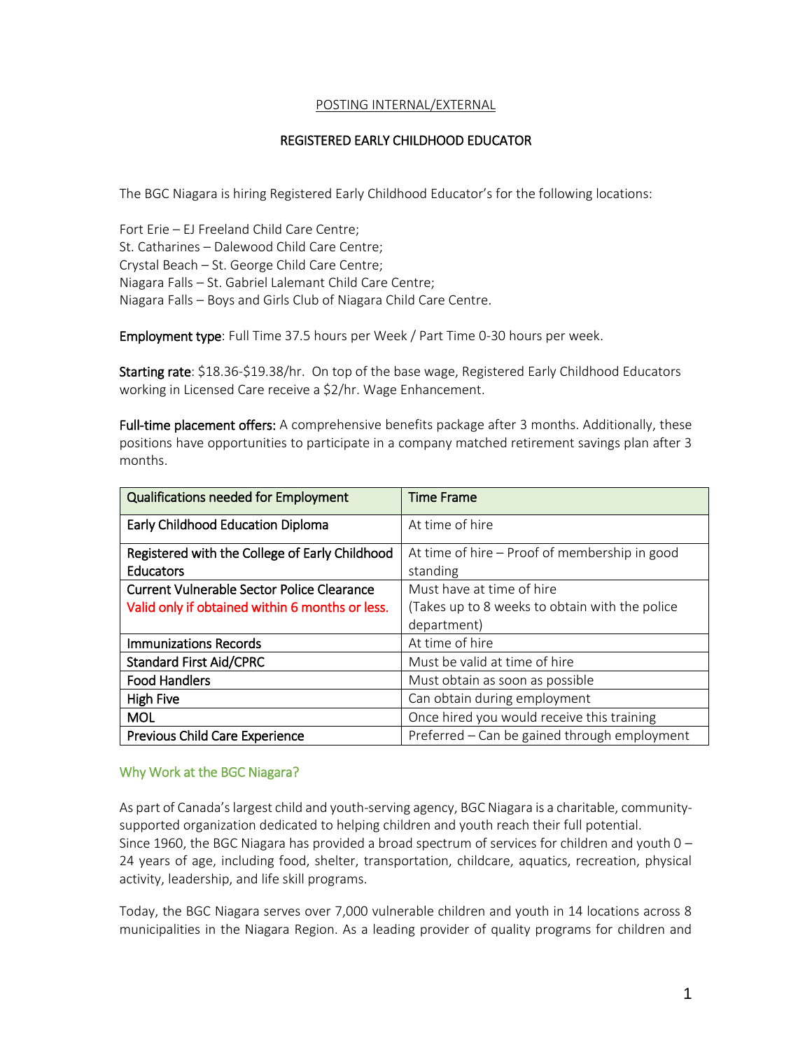POSTING INTERNAL/EXTERNAL

# REGISTERED EARLY CHILDHOOD EDUCATOR

The BGC Niagara is hiring Registered Early Childhood Educator's for the following locations:

Fort Erie – EJ Freeland Child Care Centre;
St. Catharines – Dalewood Child Care Centre;
Crystal Beach – St. George Child Care Centre;
Niagara Falls – St. Gabriel Lalemant Child Care Centre;
Niagara Falls – Boys and Girls Club of Niagara Child Care Centre.

**Employment type**: Full Time 37.5 hours per Week / Part Time 0-30 hours per week.

**Starting rate**: $18.36-$19.38/hr. On top of the base wage, Registered Early Childhood Educators working in Licensed Care receive a $2/hr. Wage Enhancement.

**Full-time placement offers:** A comprehensive benefits package after 3 months. Additionally, these positions have opportunities to participate in a company matched retirement savings plan after 3 months.

| Qualifications needed for Employment | Time Frame |
|---|---|
| Early Childhood Education Diploma | At time of hire |
| Registered with the College of Early Childhood Educators | At time of hire – Proof of membership in good standing |
| Current Vulnerable Sector Police Clearance Valid only if obtained within 6 months or less. | Must have at time of hire (Takes up to 8 weeks to obtain with the police department) |
| Immunizations Records | At time of hire |
| Standard First Aid/CPRC | Must be valid at time of hire |
| Food Handlers | Must obtain as soon as possible |
| High Five | Can obtain during employment |
| MOL | Once hired you would receive this training |
| Previous Child Care Experience | Preferred – Can be gained through employment |

## Why Work at the BGC Niagara?

As part of Canada's largest child and youth-serving agency, BGC Niagara is a charitable, community-supported organization dedicated to helping children and youth reach their full potential.
Since 1960, the BGC Niagara has provided a broad spectrum of services for children and youth 0 – 24 years of age, including food, shelter, transportation, childcare, aquatics, recreation, physical activity, leadership, and life skill programs.

Today, the BGC Niagara serves over 7,000 vulnerable children and youth in 14 locations across 8 municipalities in the Niagara Region. As a leading provider of quality programs for children and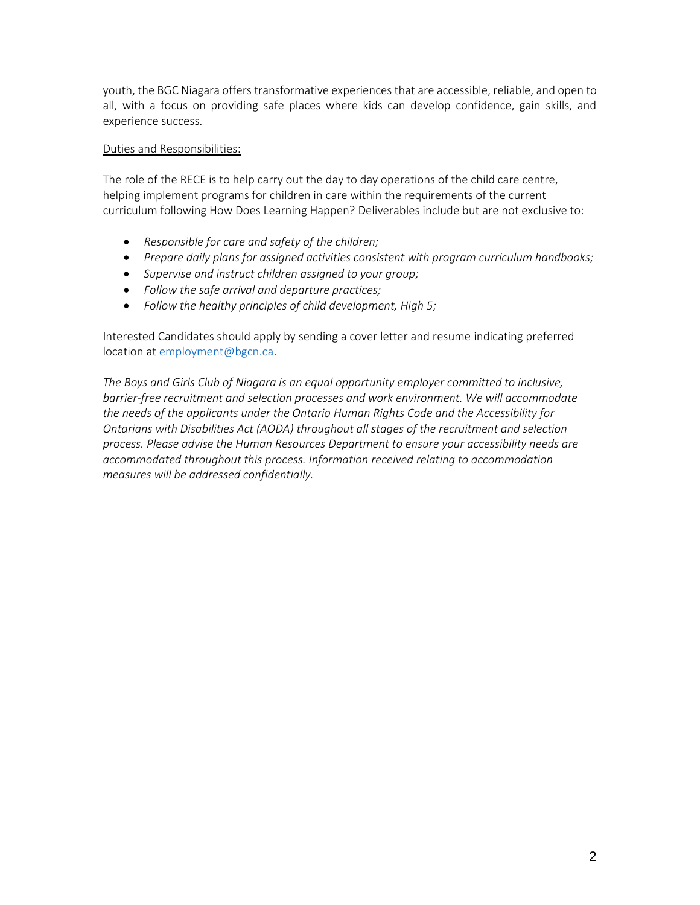youth, the BGC Niagara offers transformative experiences that are accessible, reliable, and open to all, with a focus on providing safe places where kids can develop confidence, gain skills, and experience success.

Duties and Responsibilities:

The role of the RECE is to help carry out the day to day operations of the child care centre, helping implement programs for children in care within the requirements of the current curriculum following How Does Learning Happen? Deliverables include but are not exclusive to:

- *Responsible for care and safety of the children;*
- *Prepare daily plans for assigned activities consistent with program curriculum handbooks;*
- *Supervise and instruct children assigned to your group;*
- *Follow the safe arrival and departure practices;*
- *Follow the healthy principles of child development, High 5;*

Interested Candidates should apply by sending a cover letter and resume indicating preferred location at employment@bgcn.ca.

*The Boys and Girls Club of Niagara is an equal opportunity employer committed to inclusive, barrier-free recruitment and selection processes and work environment. We will accommodate the needs of the applicants under the Ontario Human Rights Code and the Accessibility for Ontarians with Disabilities Act (AODA) throughout all stages of the recruitment and selection process. Please advise the Human Resources Department to ensure your accessibility needs are accommodated throughout this process. Information received relating to accommodation measures will be addressed confidentially.*